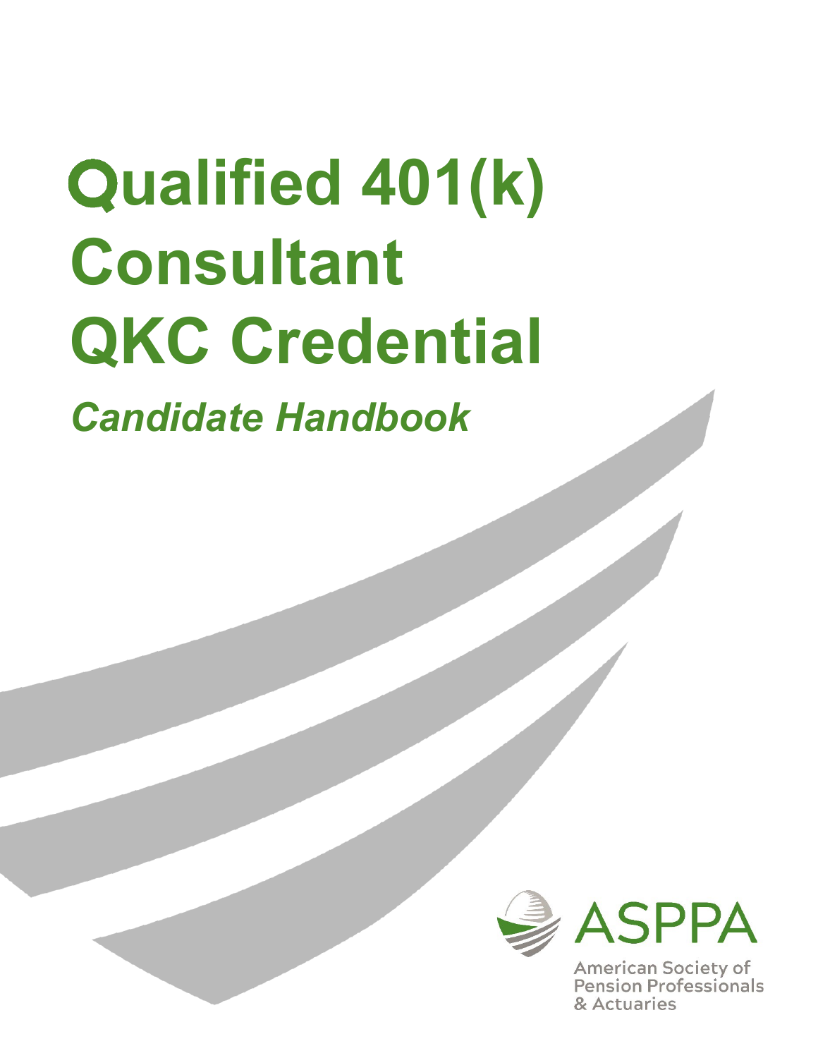# Qualified 401(k) Consultant QKC Credential

*Candidate Handbook*

ASPPA

American Society of Pension Professionals & Actuaries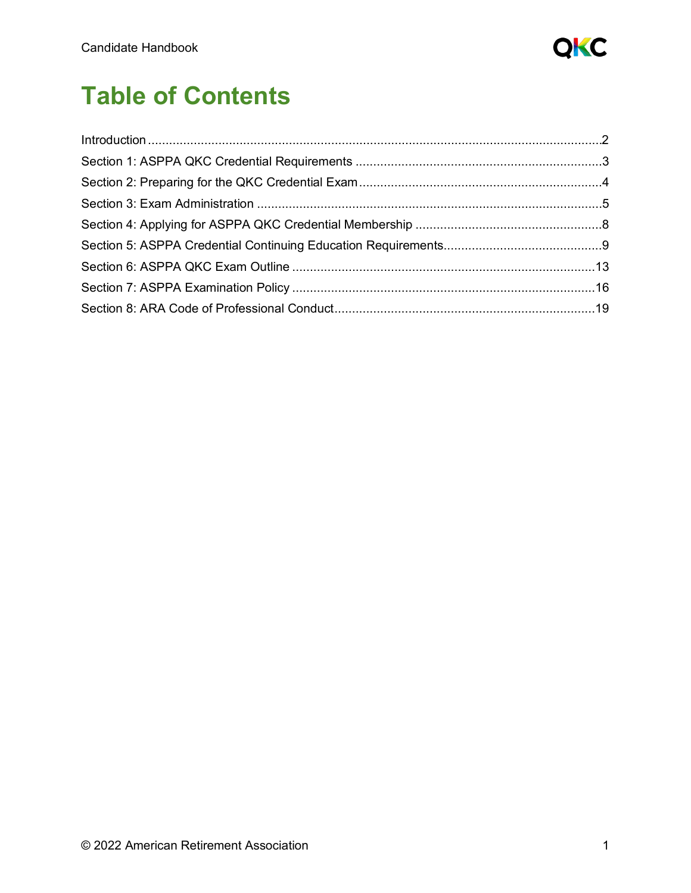# Table of Contents

Introduction ....................................................................................................................... 2
Section 1: ASPPA QKC Credential Requirements ..................................................................... 3
Section 2: Preparing for the QKC Credential Exam .................................................................... 4
Section 3: Exam Administration ............................................................................................ 5
Section 4: Applying for ASPPA QKC Credential Membership .................................................... 8
Section 5: ASPPA Credential Continuing Education Requirements ............................................ 9
Section 6: ASPPA QKC Exam Outline ................................................................................... 13
Section 7: ASPPA Examination Policy ................................................................................... 16
Section 8: ARA Code of Professional Conduct ....................................................................... 19

© 2022 American Retirement Association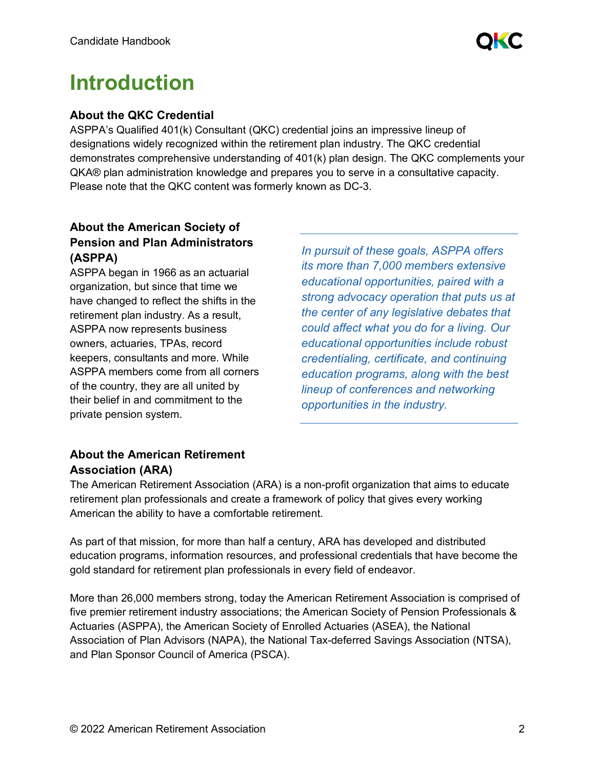# Introduction

### About the QKC Credential

ASPPA's Qualified 401(k) Consultant (QKC) credential joins an impressive lineup of designations widely recognized within the retirement plan industry. The QKC credential demonstrates comprehensive understanding of 401(k) plan design. The QKC complements your QKA® plan administration knowledge and prepares you to serve in a consultative capacity. Please note that the QKC content was formerly known as DC-3.

### About the American Society of Pension and Plan Administrators (ASPPA)

ASPPA began in 1966 as an actuarial organization, but since that time we have changed to reflect the shifts in the retirement plan industry. As a result, ASPPA now represents business owners, actuaries, TPAs, record keepers, consultants and more. While ASPPA members come from all corners of the country, they are all united by their belief in and commitment to the private pension system.

*In pursuit of these goals, ASPPA offers its more than 7,000 members extensive educational opportunities, paired with a strong advocacy operation that puts us at the center of any legislative debates that could affect what you do for a living. Our educational opportunities include robust credentialing, certificate, and continuing education programs, along with the best lineup of conferences and networking opportunities in the industry.*

### About the American Retirement Association (ARA)

The American Retirement Association (ARA) is a non-profit organization that aims to educate retirement plan professionals and create a framework of policy that gives every working American the ability to have a comfortable retirement.

As part of that mission, for more than half a century, ARA has developed and distributed education programs, information resources, and professional credentials that have become the gold standard for retirement plan professionals in every field of endeavor.

More than 26,000 members strong, today the American Retirement Association is comprised of five premier retirement industry associations; the American Society of Pension Professionals & Actuaries (ASPPA), the American Society of Enrolled Actuaries (ASEA), the National Association of Plan Advisors (NAPA), the National Tax-deferred Savings Association (NTSA), and Plan Sponsor Council of America (PSCA).

© 2022 American Retirement Association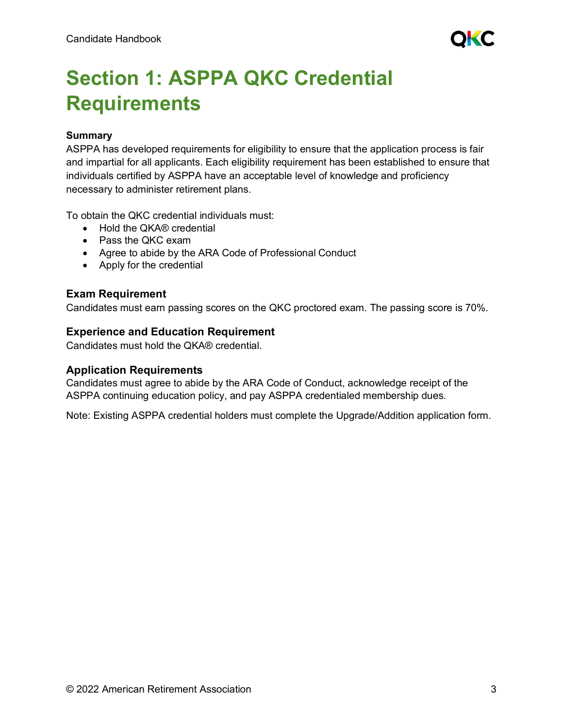# Section 1: ASPPA QKC Credential Requirements

**Summary**
ASPPA has developed requirements for eligibility to ensure that the application process is fair and impartial for all applicants. Each eligibility requirement has been established to ensure that individuals certified by ASPPA have an acceptable level of knowledge and proficiency necessary to administer retirement plans.

To obtain the QKC credential individuals must:

- Hold the QKA® credential
- Pass the QKC exam
- Agree to abide by the ARA Code of Professional Conduct
- Apply for the credential

### Exam Requirement

Candidates must earn passing scores on the QKC proctored exam. The passing score is 70%.

### Experience and Education Requirement

Candidates must hold the QKA® credential.

### Application Requirements

Candidates must agree to abide by the ARA Code of Conduct, acknowledge receipt of the ASPPA continuing education policy, and pay ASPPA credentialed membership dues.

Note: Existing ASPPA credential holders must complete the Upgrade/Addition application form.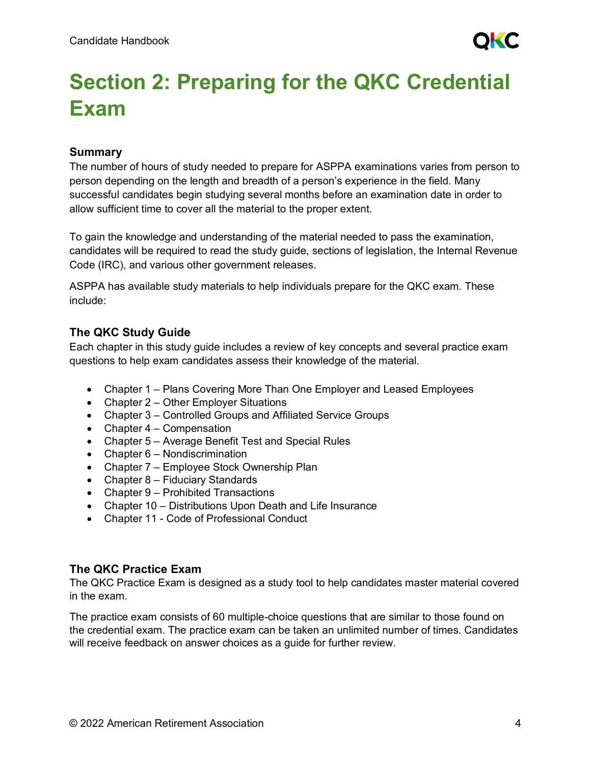# Section 2: Preparing for the QKC Credential Exam

### Summary

The number of hours of study needed to prepare for ASPPA examinations varies from person to person depending on the length and breadth of a person's experience in the field. Many successful candidates begin studying several months before an examination date in order to allow sufficient time to cover all the material to the proper extent.

To gain the knowledge and understanding of the material needed to pass the examination, candidates will be required to read the study guide, sections of legislation, the Internal Revenue Code (IRC), and various other government releases.

ASPPA has available study materials to help individuals prepare for the QKC exam. These include:

### The QKC Study Guide

Each chapter in this study guide includes a review of key concepts and several practice exam questions to help exam candidates assess their knowledge of the material.

- Chapter 1 – Plans Covering More Than One Employer and Leased Employees
- Chapter 2 – Other Employer Situations
- Chapter 3 – Controlled Groups and Affiliated Service Groups
- Chapter 4 – Compensation
- Chapter 5 – Average Benefit Test and Special Rules
- Chapter 6 – Nondiscrimination
- Chapter 7 – Employee Stock Ownership Plan
- Chapter 8 – Fiduciary Standards
- Chapter 9 – Prohibited Transactions
- Chapter 10 – Distributions Upon Death and Life Insurance
- Chapter 11 - Code of Professional Conduct

### The QKC Practice Exam

The QKC Practice Exam is designed as a study tool to help candidates master material covered in the exam.

The practice exam consists of 60 multiple-choice questions that are similar to those found on the credential exam. The practice exam can be taken an unlimited number of times. Candidates will receive feedback on answer choices as a guide for further review.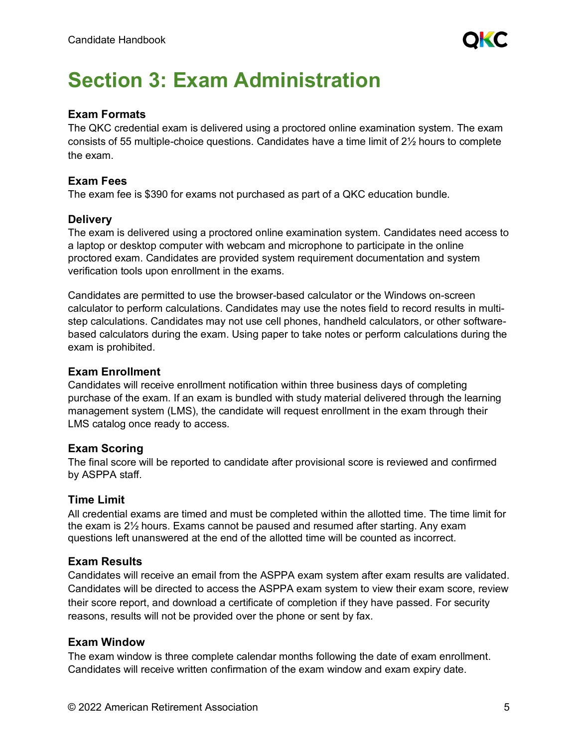# Section 3: Exam Administration

### Exam Formats

The QKC credential exam is delivered using a proctored online examination system. The exam consists of 55 multiple-choice questions. Candidates have a time limit of 2½ hours to complete the exam.

### Exam Fees

The exam fee is $390 for exams not purchased as part of a QKC education bundle.

### Delivery

The exam is delivered using a proctored online examination system. Candidates need access to a laptop or desktop computer with webcam and microphone to participate in the online proctored exam. Candidates are provided system requirement documentation and system verification tools upon enrollment in the exams.

Candidates are permitted to use the browser-based calculator or the Windows on-screen calculator to perform calculations. Candidates may use the notes field to record results in multi-step calculations. Candidates may not use cell phones, handheld calculators, or other software-based calculators during the exam. Using paper to take notes or perform calculations during the exam is prohibited.

### Exam Enrollment

Candidates will receive enrollment notification within three business days of completing purchase of the exam. If an exam is bundled with study material delivered through the learning management system (LMS), the candidate will request enrollment in the exam through their LMS catalog once ready to access.

### Exam Scoring

The final score will be reported to candidate after provisional score is reviewed and confirmed by ASPPA staff.

### Time Limit

All credential exams are timed and must be completed within the allotted time. The time limit for the exam is 2½ hours. Exams cannot be paused and resumed after starting. Any exam questions left unanswered at the end of the allotted time will be counted as incorrect.

### Exam Results

Candidates will receive an email from the ASPPA exam system after exam results are validated. Candidates will be directed to access the ASPPA exam system to view their exam score, review their score report, and download a certificate of completion if they have passed. For security reasons, results will not be provided over the phone or sent by fax.

### Exam Window

The exam window is three complete calendar months following the date of exam enrollment. Candidates will receive written confirmation of the exam window and exam expiry date.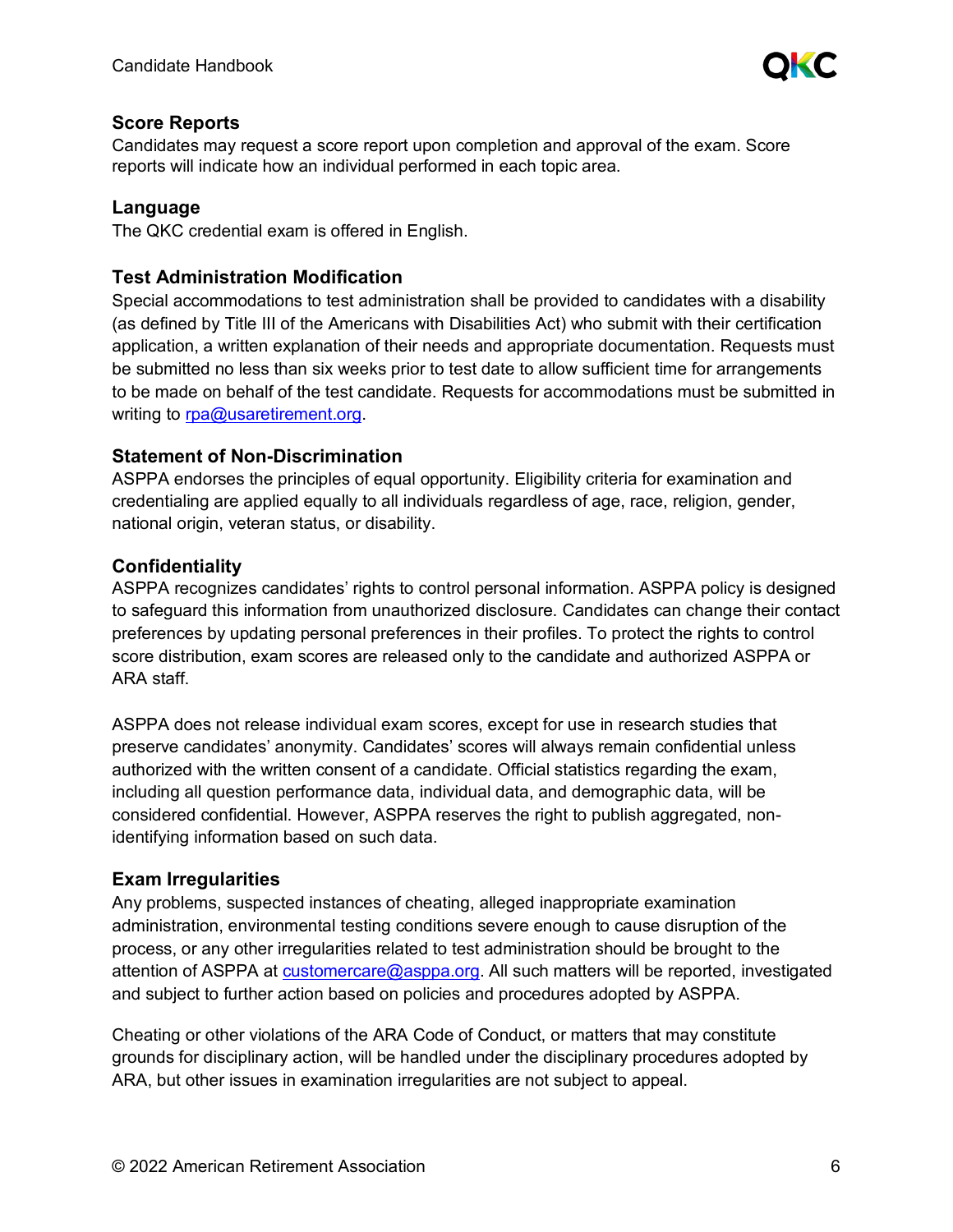## Score Reports

Candidates may request a score report upon completion and approval of the exam. Score reports will indicate how an individual performed in each topic area.

## Language

The QKC credential exam is offered in English.

## Test Administration Modification

Special accommodations to test administration shall be provided to candidates with a disability (as defined by Title III of the Americans with Disabilities Act) who submit with their certification application, a written explanation of their needs and appropriate documentation. Requests must be submitted no less than six weeks prior to test date to allow sufficient time for arrangements to be made on behalf of the test candidate. Requests for accommodations must be submitted in writing to rpa@usaretirement.org.

## Statement of Non-Discrimination

ASPPA endorses the principles of equal opportunity. Eligibility criteria for examination and credentialing are applied equally to all individuals regardless of age, race, religion, gender, national origin, veteran status, or disability.

## Confidentiality

ASPPA recognizes candidates' rights to control personal information. ASPPA policy is designed to safeguard this information from unauthorized disclosure. Candidates can change their contact preferences by updating personal preferences in their profiles. To protect the rights to control score distribution, exam scores are released only to the candidate and authorized ASPPA or ARA staff.

ASPPA does not release individual exam scores, except for use in research studies that preserve candidates' anonymity. Candidates' scores will always remain confidential unless authorized with the written consent of a candidate. Official statistics regarding the exam, including all question performance data, individual data, and demographic data, will be considered confidential. However, ASPPA reserves the right to publish aggregated, non-identifying information based on such data.

## Exam Irregularities

Any problems, suspected instances of cheating, alleged inappropriate examination administration, environmental testing conditions severe enough to cause disruption of the process, or any other irregularities related to test administration should be brought to the attention of ASPPA at customercare@asppa.org. All such matters will be reported, investigated and subject to further action based on policies and procedures adopted by ASPPA.

Cheating or other violations of the ARA Code of Conduct, or matters that may constitute grounds for disciplinary action, will be handled under the disciplinary procedures adopted by ARA, but other issues in examination irregularities are not subject to appeal.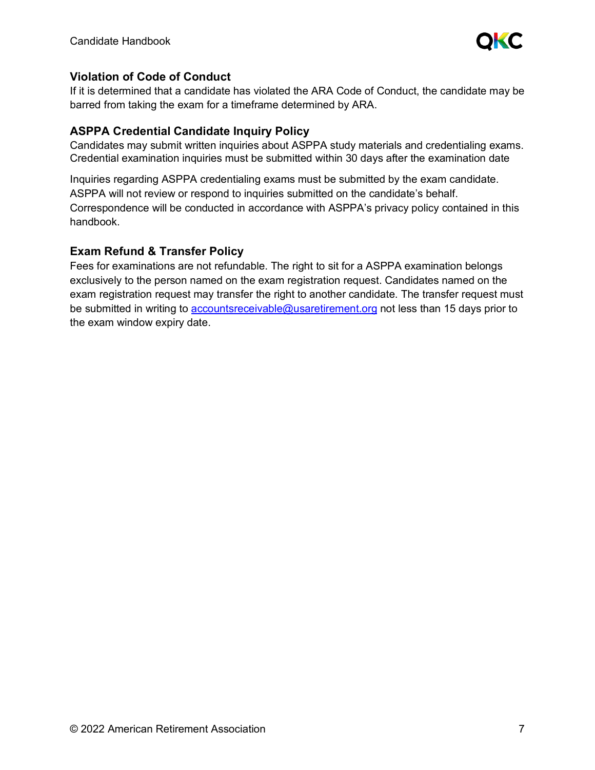### Violation of Code of Conduct

If it is determined that a candidate has violated the ARA Code of Conduct, the candidate may be barred from taking the exam for a timeframe determined by ARA.

### ASPPA Credential Candidate Inquiry Policy

Candidates may submit written inquiries about ASPPA study materials and credentialing exams. Credential examination inquiries must be submitted within 30 days after the examination date

Inquiries regarding ASPPA credentialing exams must be submitted by the exam candidate. ASPPA will not review or respond to inquiries submitted on the candidate's behalf. Correspondence will be conducted in accordance with ASPPA's privacy policy contained in this handbook.

### Exam Refund & Transfer Policy

Fees for examinations are not refundable. The right to sit for a ASPPA examination belongs exclusively to the person named on the exam registration request. Candidates named on the exam registration request may transfer the right to another candidate. The transfer request must be submitted in writing to [accountsreceivable@usaretirement.org](mailto:accountsreceivable@usaretirement.org) not less than 15 days prior to the exam window expiry date.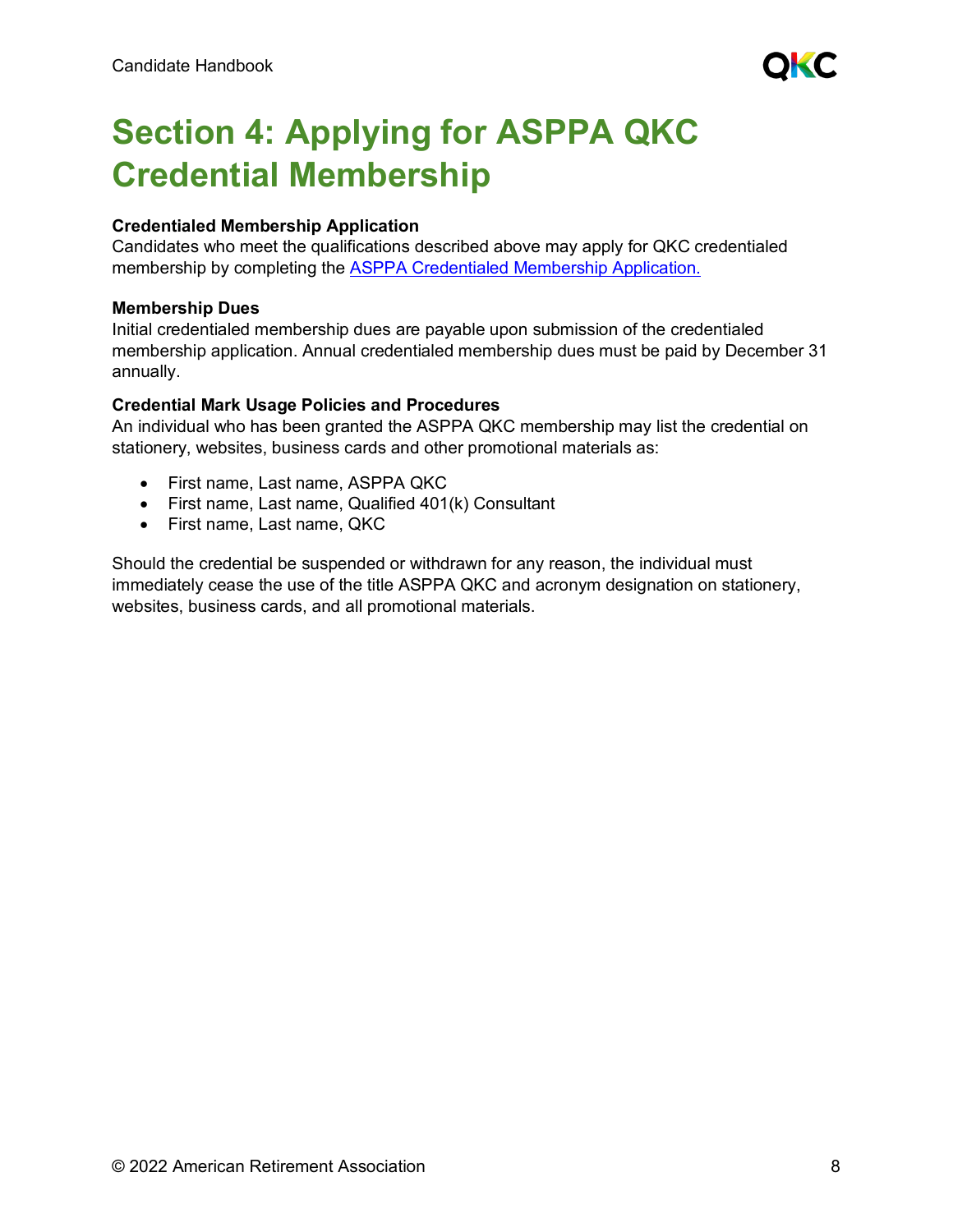# Section 4: Applying for ASPPA QKC Credential Membership

**Credentialed Membership Application**
Candidates who meet the qualifications described above may apply for QKC credentialed membership by completing the ASPPA Credentialed Membership Application.

**Membership Dues**
Initial credentialed membership dues are payable upon submission of the credentialed membership application. Annual credentialed membership dues must be paid by December 31 annually.

**Credential Mark Usage Policies and Procedures**
An individual who has been granted the ASPPA QKC membership may list the credential on stationery, websites, business cards and other promotional materials as:

- First name, Last name, ASPPA QKC
- First name, Last name, Qualified 401(k) Consultant
- First name, Last name, QKC

Should the credential be suspended or withdrawn for any reason, the individual must immediately cease the use of the title ASPPA QKC and acronym designation on stationery, websites, business cards, and all promotional materials.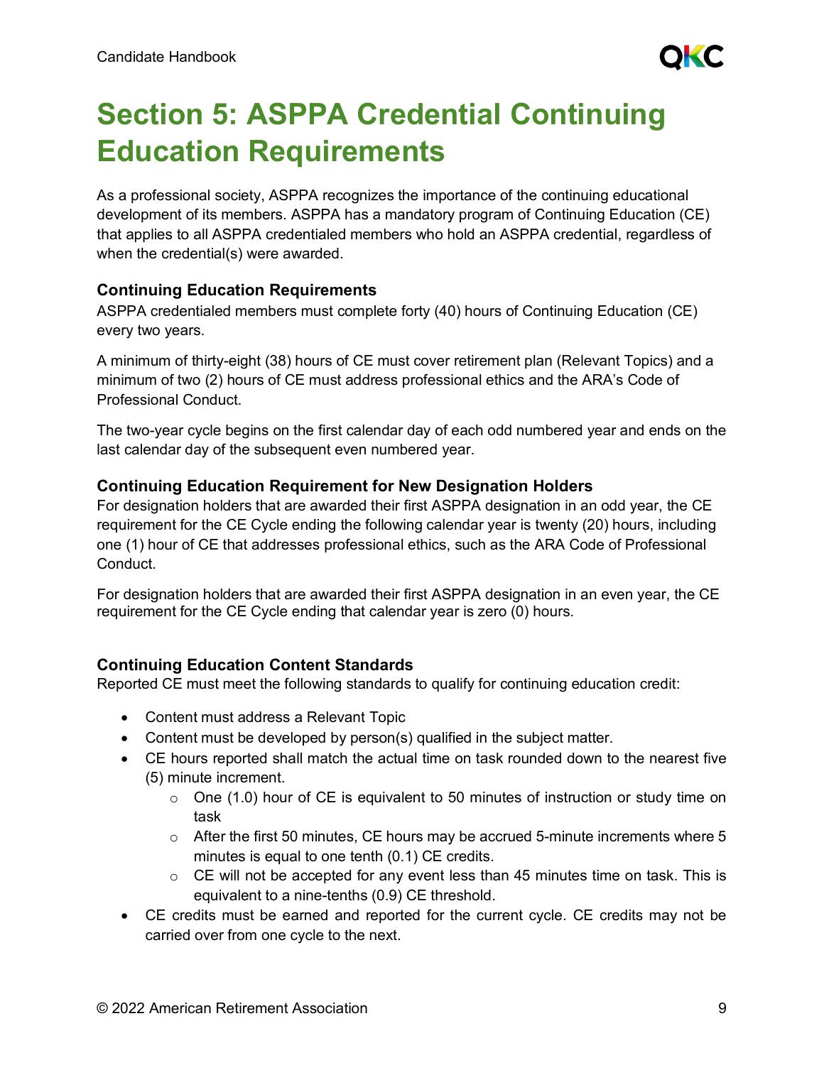# Section 5: ASPPA Credential Continuing Education Requirements

As a professional society, ASPPA recognizes the importance of the continuing educational development of its members. ASPPA has a mandatory program of Continuing Education (CE) that applies to all ASPPA credentialed members who hold an ASPPA credential, regardless of when the credential(s) were awarded.

### Continuing Education Requirements

ASPPA credentialed members must complete forty (40) hours of Continuing Education (CE) every two years.

A minimum of thirty-eight (38) hours of CE must cover retirement plan (Relevant Topics) and a minimum of two (2) hours of CE must address professional ethics and the ARA's Code of Professional Conduct.

The two-year cycle begins on the first calendar day of each odd numbered year and ends on the last calendar day of the subsequent even numbered year.

### Continuing Education Requirement for New Designation Holders

For designation holders that are awarded their first ASPPA designation in an odd year, the CE requirement for the CE Cycle ending the following calendar year is twenty (20) hours, including one (1) hour of CE that addresses professional ethics, such as the ARA Code of Professional Conduct.

For designation holders that are awarded their first ASPPA designation in an even year, the CE requirement for the CE Cycle ending that calendar year is zero (0) hours.

### Continuing Education Content Standards

Reported CE must meet the following standards to qualify for continuing education credit:

- Content must address a Relevant Topic
- Content must be developed by person(s) qualified in the subject matter.
- CE hours reported shall match the actual time on task rounded down to the nearest five (5) minute increment.
  - One (1.0) hour of CE is equivalent to 50 minutes of instruction or study time on task
  - After the first 50 minutes, CE hours may be accrued 5-minute increments where 5 minutes is equal to one tenth (0.1) CE credits.
  - CE will not be accepted for any event less than 45 minutes time on task. This is equivalent to a nine-tenths (0.9) CE threshold.
- CE credits must be earned and reported for the current cycle. CE credits may not be carried over from one cycle to the next.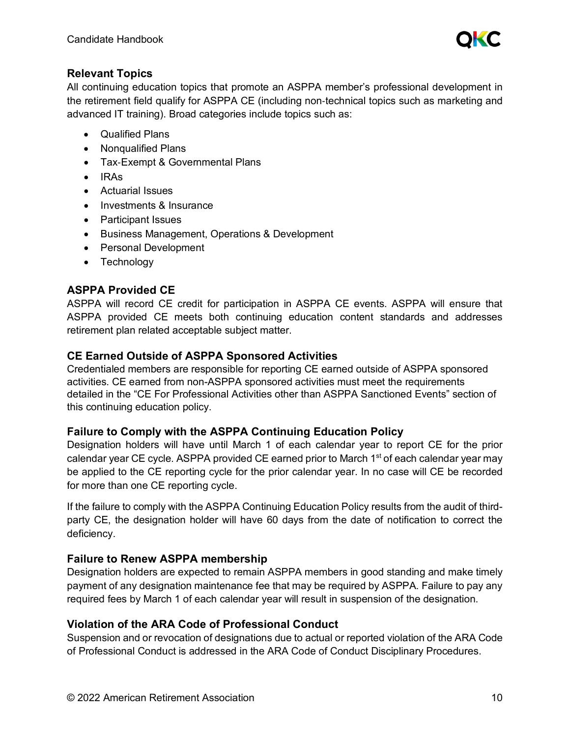### Relevant Topics

All continuing education topics that promote an ASPPA member's professional development in the retirement field qualify for ASPPA CE (including non-technical topics such as marketing and advanced IT training). Broad categories include topics such as:

- Qualified Plans
- Nonqualified Plans
- Tax-Exempt & Governmental Plans
- IRAs
- Actuarial Issues
- Investments & Insurance
- Participant Issues
- Business Management, Operations & Development
- Personal Development
- Technology

### ASPPA Provided CE

ASPPA will record CE credit for participation in ASPPA CE events. ASPPA will ensure that ASPPA provided CE meets both continuing education content standards and addresses retirement plan related acceptable subject matter.

### CE Earned Outside of ASPPA Sponsored Activities

Credentialed members are responsible for reporting CE earned outside of ASPPA sponsored activities. CE earned from non-ASPPA sponsored activities must meet the requirements detailed in the "CE For Professional Activities other than ASPPA Sanctioned Events" section of this continuing education policy.

### Failure to Comply with the ASPPA Continuing Education Policy

Designation holders will have until March 1 of each calendar year to report CE for the prior calendar year CE cycle. ASPPA provided CE earned prior to March 1st of each calendar year may be applied to the CE reporting cycle for the prior calendar year. In no case will CE be recorded for more than one CE reporting cycle.

If the failure to comply with the ASPPA Continuing Education Policy results from the audit of third-party CE, the designation holder will have 60 days from the date of notification to correct the deficiency.

### Failure to Renew ASPPA membership

Designation holders are expected to remain ASPPA members in good standing and make timely payment of any designation maintenance fee that may be required by ASPPA. Failure to pay any required fees by March 1 of each calendar year will result in suspension of the designation.

### Violation of the ARA Code of Professional Conduct

Suspension and or revocation of designations due to actual or reported violation of the ARA Code of Professional Conduct is addressed in the ARA Code of Conduct Disciplinary Procedures.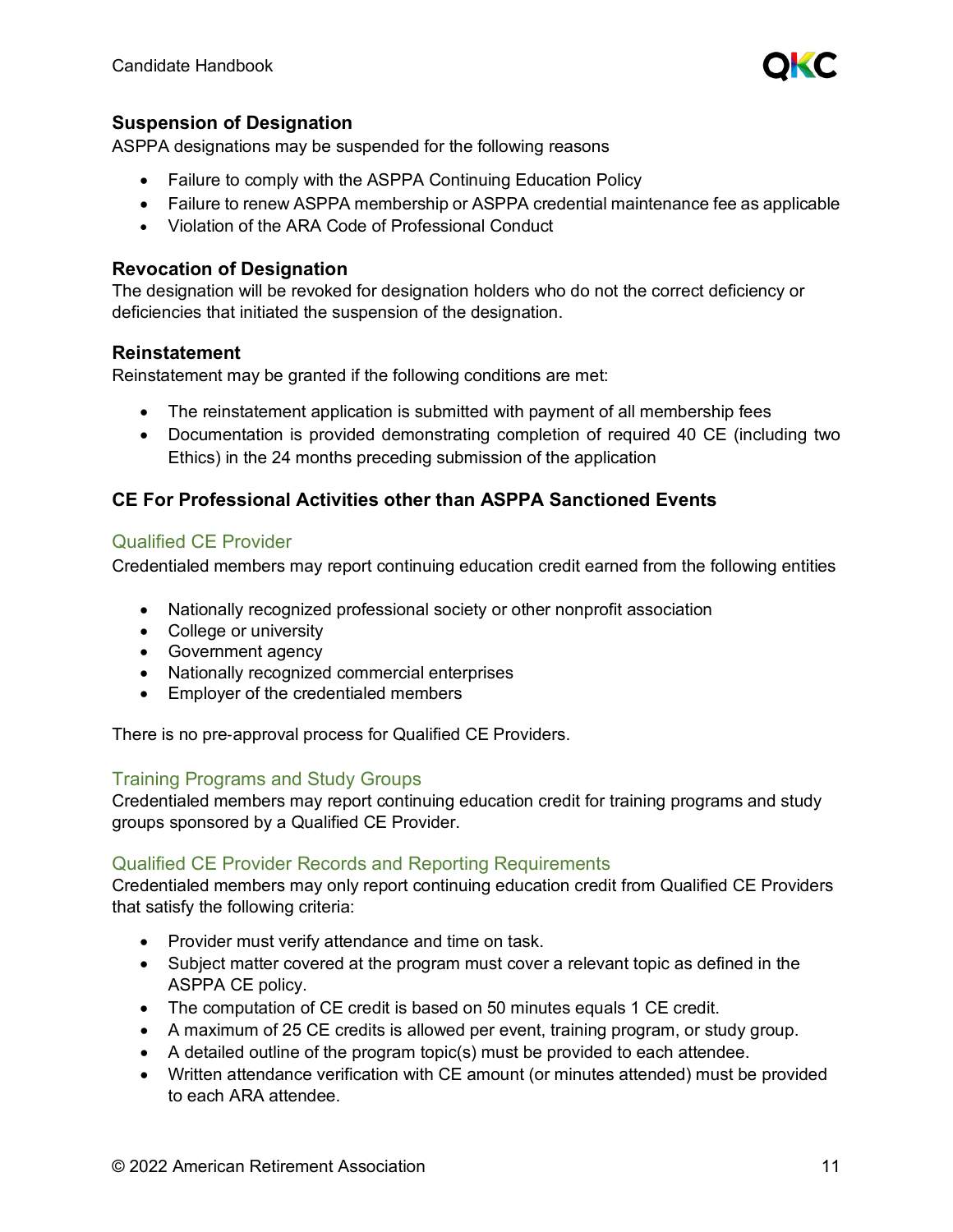### Suspension of Designation

ASPPA designations may be suspended for the following reasons

- Failure to comply with the ASPPA Continuing Education Policy
- Failure to renew ASPPA membership or ASPPA credential maintenance fee as applicable
- Violation of the ARA Code of Professional Conduct

### Revocation of Designation

The designation will be revoked for designation holders who do not the correct deficiency or deficiencies that initiated the suspension of the designation.

### Reinstatement

Reinstatement may be granted if the following conditions are met:

- The reinstatement application is submitted with payment of all membership fees
- Documentation is provided demonstrating completion of required 40 CE (including two Ethics) in the 24 months preceding submission of the application

### CE For Professional Activities other than ASPPA Sanctioned Events

#### Qualified CE Provider

Credentialed members may report continuing education credit earned from the following entities

- Nationally recognized professional society or other nonprofit association
- College or university
- Government agency
- Nationally recognized commercial enterprises
- Employer of the credentialed members

There is no pre-approval process for Qualified CE Providers.

#### Training Programs and Study Groups

Credentialed members may report continuing education credit for training programs and study groups sponsored by a Qualified CE Provider.

#### Qualified CE Provider Records and Reporting Requirements

Credentialed members may only report continuing education credit from Qualified CE Providers that satisfy the following criteria:

- Provider must verify attendance and time on task.
- Subject matter covered at the program must cover a relevant topic as defined in the ASPPA CE policy.
- The computation of CE credit is based on 50 minutes equals 1 CE credit.
- A maximum of 25 CE credits is allowed per event, training program, or study group.
- A detailed outline of the program topic(s) must be provided to each attendee.
- Written attendance verification with CE amount (or minutes attended) must be provided to each ARA attendee.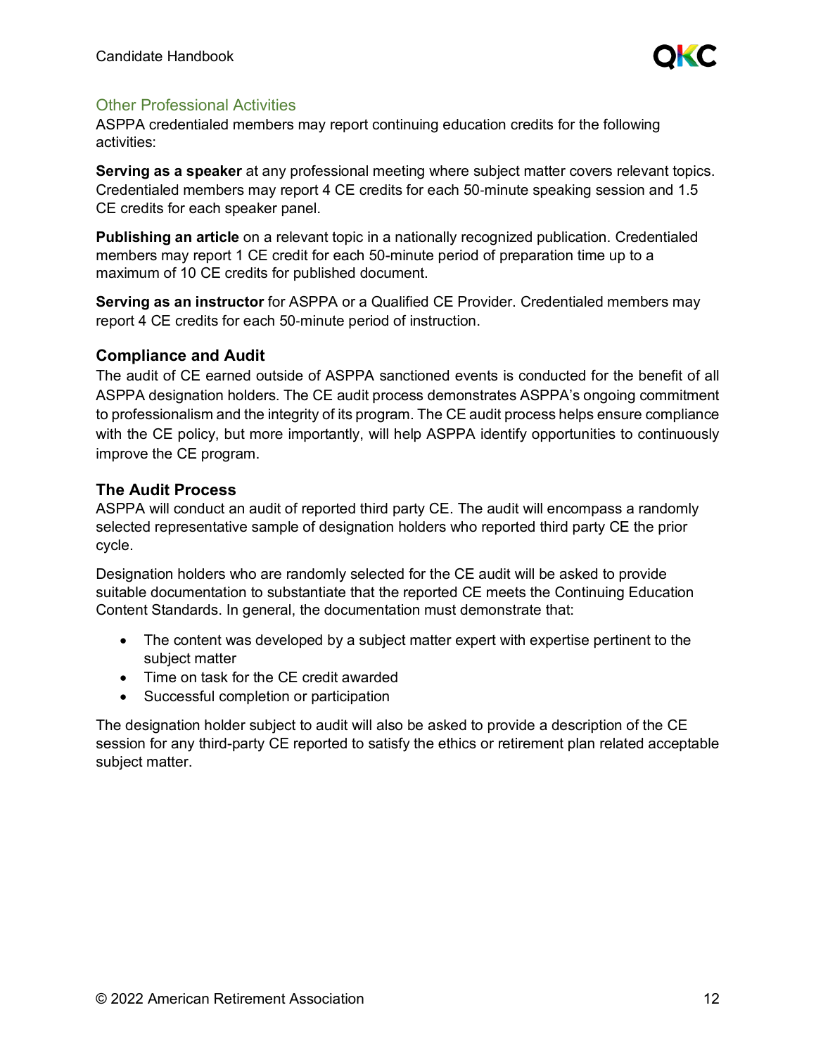### Other Professional Activities

ASPPA credentialed members may report continuing education credits for the following activities:

**Serving as a speaker** at any professional meeting where subject matter covers relevant topics. Credentialed members may report 4 CE credits for each 50-minute speaking session and 1.5 CE credits for each speaker panel.

**Publishing an article** on a relevant topic in a nationally recognized publication. Credentialed members may report 1 CE credit for each 50-minute period of preparation time up to a maximum of 10 CE credits for published document.

**Serving as an instructor** for ASPPA or a Qualified CE Provider. Credentialed members may report 4 CE credits for each 50-minute period of instruction.

## Compliance and Audit

The audit of CE earned outside of ASPPA sanctioned events is conducted for the benefit of all ASPPA designation holders. The CE audit process demonstrates ASPPA's ongoing commitment to professionalism and the integrity of its program. The CE audit process helps ensure compliance with the CE policy, but more importantly, will help ASPPA identify opportunities to continuously improve the CE program.

## The Audit Process

ASPPA will conduct an audit of reported third party CE. The audit will encompass a randomly selected representative sample of designation holders who reported third party CE the prior cycle.

Designation holders who are randomly selected for the CE audit will be asked to provide suitable documentation to substantiate that the reported CE meets the Continuing Education Content Standards. In general, the documentation must demonstrate that:

- The content was developed by a subject matter expert with expertise pertinent to the subject matter
- Time on task for the CE credit awarded
- Successful completion or participation

The designation holder subject to audit will also be asked to provide a description of the CE session for any third-party CE reported to satisfy the ethics or retirement plan related acceptable subject matter.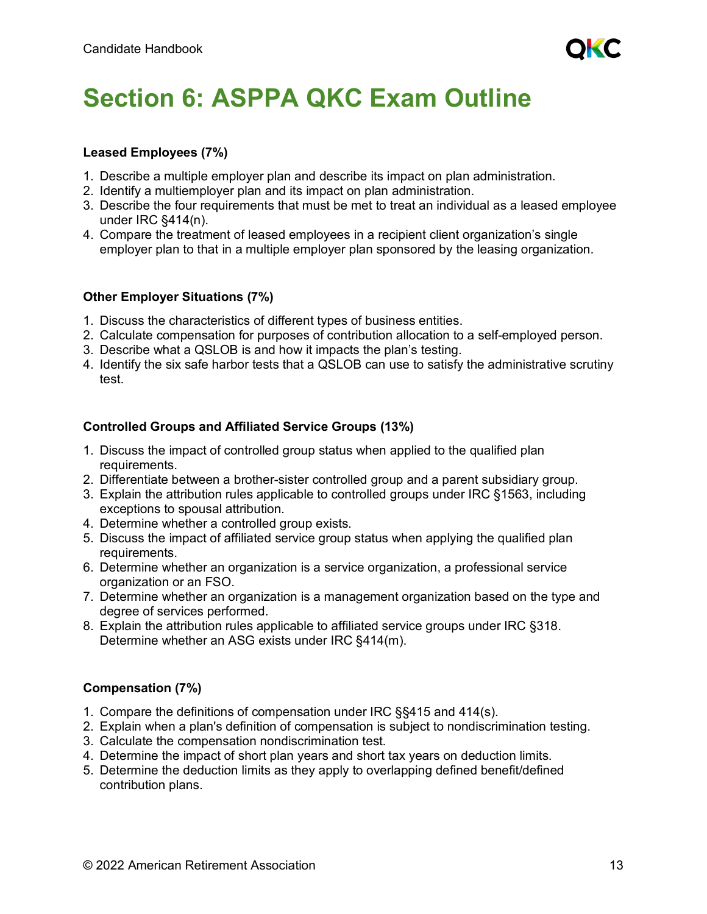# Section 6: ASPPA QKC Exam Outline

**Leased Employees (7%)**

1. Describe a multiple employer plan and describe its impact on plan administration.
2. Identify a multiemployer plan and its impact on plan administration.
3. Describe the four requirements that must be met to treat an individual as a leased employee under IRC §414(n).
4. Compare the treatment of leased employees in a recipient client organization's single employer plan to that in a multiple employer plan sponsored by the leasing organization.

**Other Employer Situations (7%)**

1. Discuss the characteristics of different types of business entities.
2. Calculate compensation for purposes of contribution allocation to a self-employed person.
3. Describe what a QSLOB is and how it impacts the plan's testing.
4. Identify the six safe harbor tests that a QSLOB can use to satisfy the administrative scrutiny test.

**Controlled Groups and Affiliated Service Groups (13%)**

1. Discuss the impact of controlled group status when applied to the qualified plan requirements.
2. Differentiate between a brother-sister controlled group and a parent subsidiary group.
3. Explain the attribution rules applicable to controlled groups under IRC §1563, including exceptions to spousal attribution.
4. Determine whether a controlled group exists.
5. Discuss the impact of affiliated service group status when applying the qualified plan requirements.
6. Determine whether an organization is a service organization, a professional service organization or an FSO.
7. Determine whether an organization is a management organization based on the type and degree of services performed.
8. Explain the attribution rules applicable to affiliated service groups under IRC §318. Determine whether an ASG exists under IRC §414(m).

**Compensation (7%)**

1. Compare the definitions of compensation under IRC §§415 and 414(s).
2. Explain when a plan's definition of compensation is subject to nondiscrimination testing.
3. Calculate the compensation nondiscrimination test.
4. Determine the impact of short plan years and short tax years on deduction limits.
5. Determine the deduction limits as they apply to overlapping defined benefit/defined contribution plans.

© 2022 American Retirement Association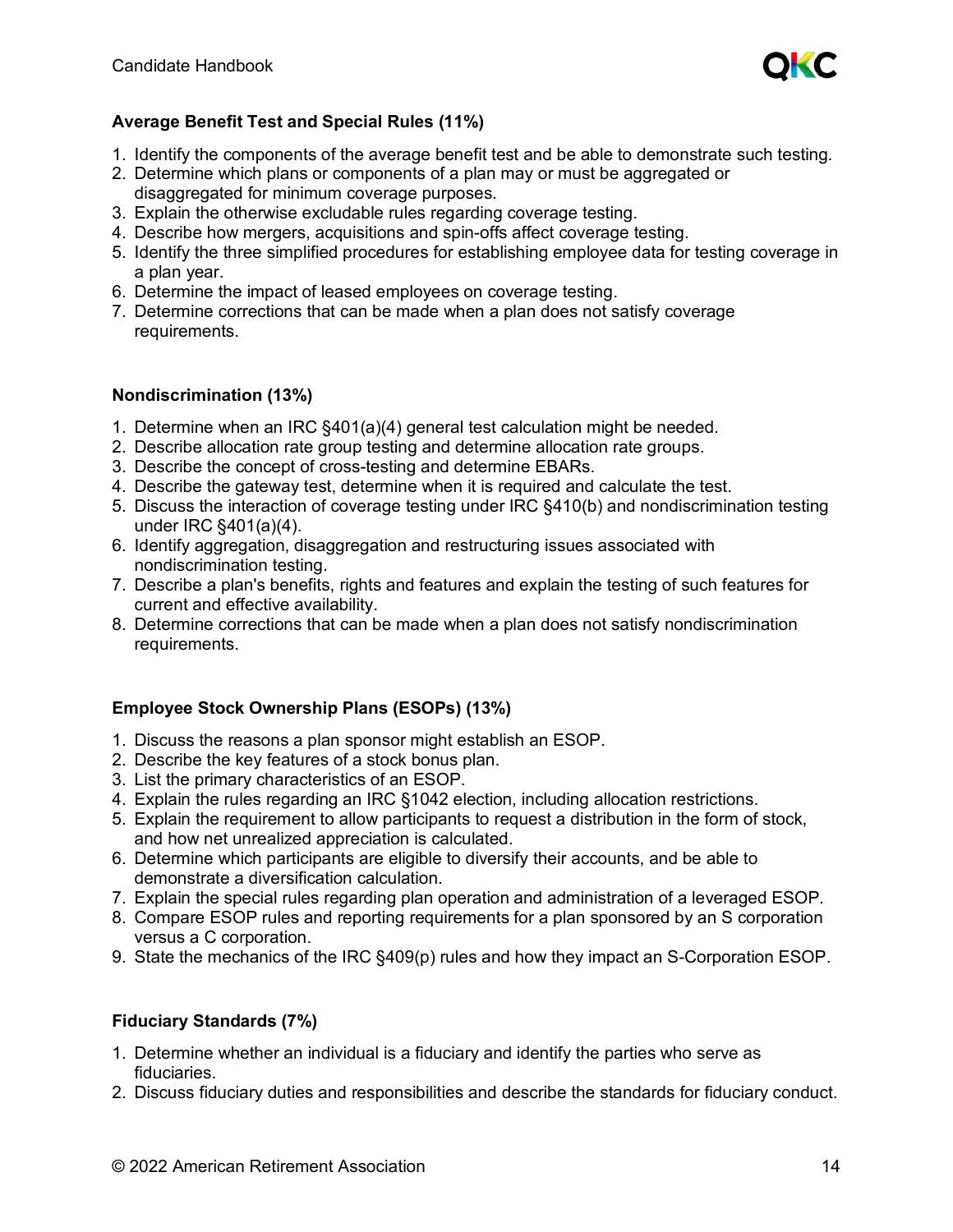**Average Benefit Test and Special Rules (11%)**

1. Identify the components of the average benefit test and be able to demonstrate such testing.
2. Determine which plans or components of a plan may or must be aggregated or disaggregated for minimum coverage purposes.
3. Explain the otherwise excludable rules regarding coverage testing.
4. Describe how mergers, acquisitions and spin-offs affect coverage testing.
5. Identify the three simplified procedures for establishing employee data for testing coverage in a plan year.
6. Determine the impact of leased employees on coverage testing.
7. Determine corrections that can be made when a plan does not satisfy coverage requirements.

**Nondiscrimination (13%)**

1. Determine when an IRC §401(a)(4) general test calculation might be needed.
2. Describe allocation rate group testing and determine allocation rate groups.
3. Describe the concept of cross-testing and determine EBARs.
4. Describe the gateway test, determine when it is required and calculate the test.
5. Discuss the interaction of coverage testing under IRC §410(b) and nondiscrimination testing under IRC §401(a)(4).
6. Identify aggregation, disaggregation and restructuring issues associated with nondiscrimination testing.
7. Describe a plan's benefits, rights and features and explain the testing of such features for current and effective availability.
8. Determine corrections that can be made when a plan does not satisfy nondiscrimination requirements.

**Employee Stock Ownership Plans (ESOPs) (13%)**

1. Discuss the reasons a plan sponsor might establish an ESOP.
2. Describe the key features of a stock bonus plan.
3. List the primary characteristics of an ESOP.
4. Explain the rules regarding an IRC §1042 election, including allocation restrictions.
5. Explain the requirement to allow participants to request a distribution in the form of stock, and how net unrealized appreciation is calculated.
6. Determine which participants are eligible to diversify their accounts, and be able to demonstrate a diversification calculation.
7. Explain the special rules regarding plan operation and administration of a leveraged ESOP.
8. Compare ESOP rules and reporting requirements for a plan sponsored by an S corporation versus a C corporation.
9. State the mechanics of the IRC §409(p) rules and how they impact an S-Corporation ESOP.

**Fiduciary Standards (7%)**

1. Determine whether an individual is a fiduciary and identify the parties who serve as fiduciaries.
2. Discuss fiduciary duties and responsibilities and describe the standards for fiduciary conduct.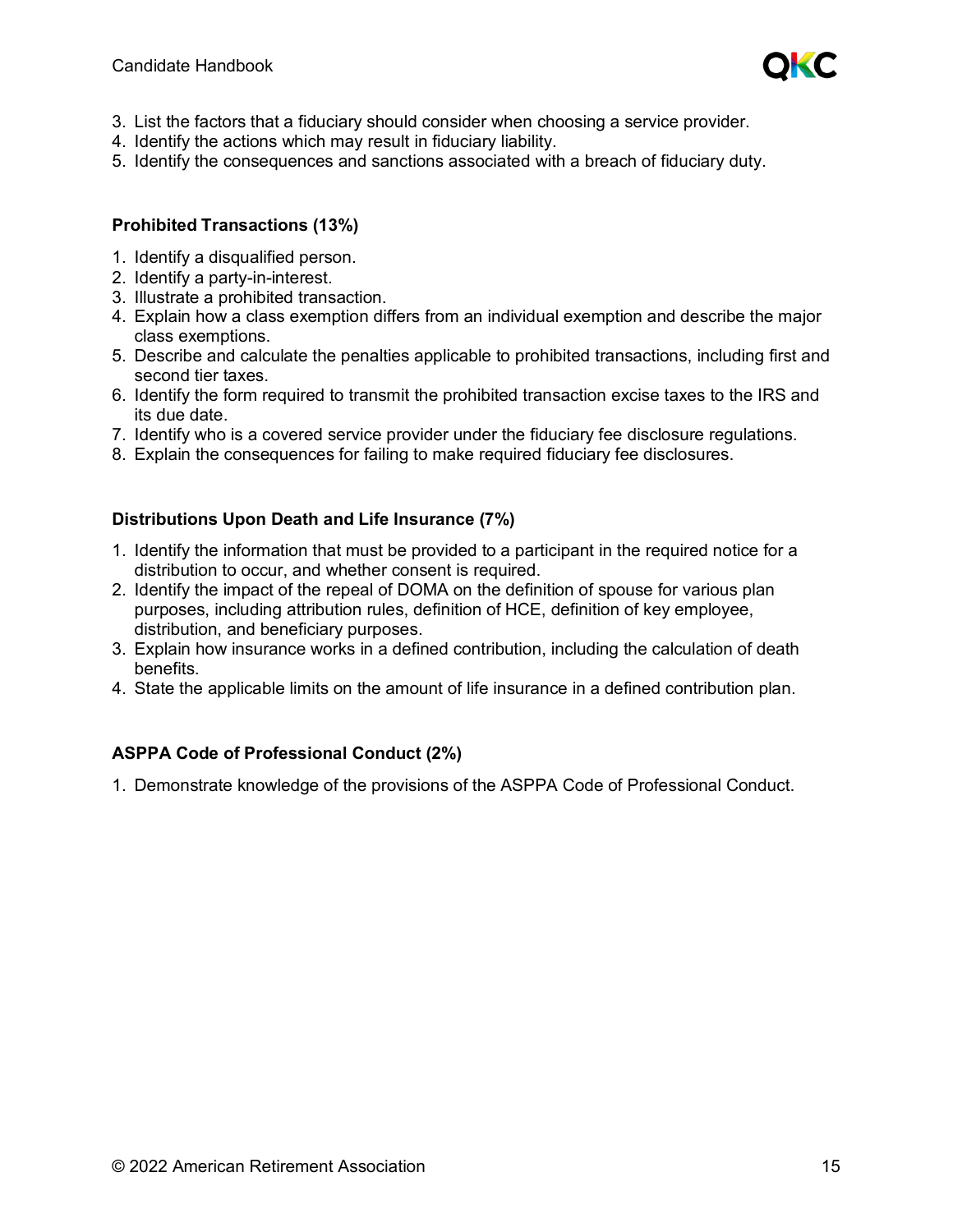3. List the factors that a fiduciary should consider when choosing a service provider.
4. Identify the actions which may result in fiduciary liability.
5. Identify the consequences and sanctions associated with a breach of fiduciary duty.

**Prohibited Transactions (13%)**

1. Identify a disqualified person.
2. Identify a party-in-interest.
3. Illustrate a prohibited transaction.
4. Explain how a class exemption differs from an individual exemption and describe the major class exemptions.
5. Describe and calculate the penalties applicable to prohibited transactions, including first and second tier taxes.
6. Identify the form required to transmit the prohibited transaction excise taxes to the IRS and its due date.
7. Identify who is a covered service provider under the fiduciary fee disclosure regulations.
8. Explain the consequences for failing to make required fiduciary fee disclosures.

**Distributions Upon Death and Life Insurance (7%)**

1. Identify the information that must be provided to a participant in the required notice for a distribution to occur, and whether consent is required.
2. Identify the impact of the repeal of DOMA on the definition of spouse for various plan purposes, including attribution rules, definition of HCE, definition of key employee, distribution, and beneficiary purposes.
3. Explain how insurance works in a defined contribution, including the calculation of death benefits.
4. State the applicable limits on the amount of life insurance in a defined contribution plan.

**ASPPA Code of Professional Conduct (2%)**

1. Demonstrate knowledge of the provisions of the ASPPA Code of Professional Conduct.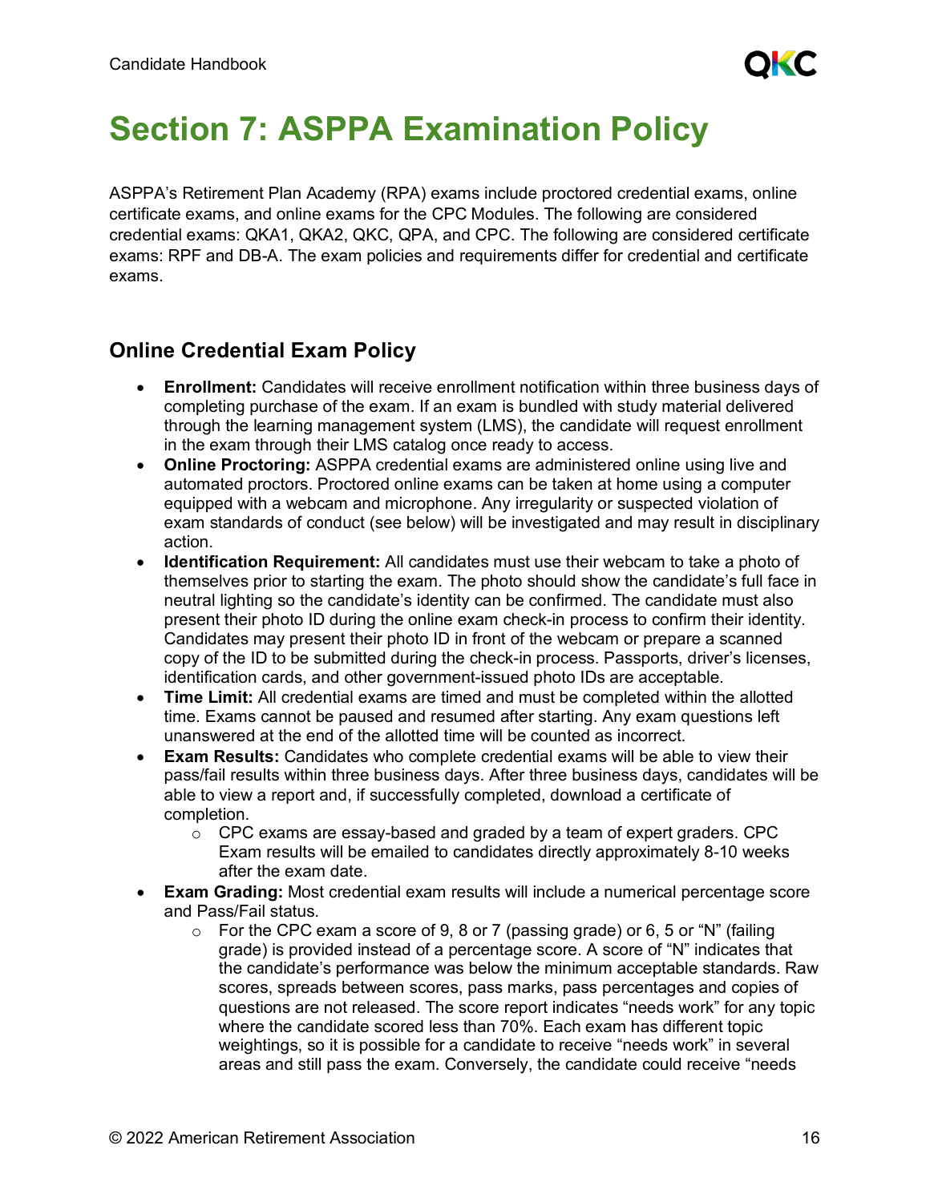# Section 7: ASPPA Examination Policy

ASPPA's Retirement Plan Academy (RPA) exams include proctored credential exams, online certificate exams, and online exams for the CPC Modules. The following are considered credential exams: QKA1, QKA2, QKC, QPA, and CPC. The following are considered certificate exams: RPF and DB-A. The exam policies and requirements differ for credential and certificate exams.

## Online Credential Exam Policy

- **Enrollment:** Candidates will receive enrollment notification within three business days of completing purchase of the exam. If an exam is bundled with study material delivered through the learning management system (LMS), the candidate will request enrollment in the exam through their LMS catalog once ready to access.
- **Online Proctoring:** ASPPA credential exams are administered online using live and automated proctors. Proctored online exams can be taken at home using a computer equipped with a webcam and microphone. Any irregularity or suspected violation of exam standards of conduct (see below) will be investigated and may result in disciplinary action.
- **Identification Requirement:** All candidates must use their webcam to take a photo of themselves prior to starting the exam. The photo should show the candidate's full face in neutral lighting so the candidate's identity can be confirmed. The candidate must also present their photo ID during the online exam check-in process to confirm their identity. Candidates may present their photo ID in front of the webcam or prepare a scanned copy of the ID to be submitted during the check-in process. Passports, driver's licenses, identification cards, and other government-issued photo IDs are acceptable.
- **Time Limit:** All credential exams are timed and must be completed within the allotted time. Exams cannot be paused and resumed after starting. Any exam questions left unanswered at the end of the allotted time will be counted as incorrect.
- **Exam Results:** Candidates who complete credential exams will be able to view their pass/fail results within three business days. After three business days, candidates will be able to view a report and, if successfully completed, download a certificate of completion.
  - CPC exams are essay-based and graded by a team of expert graders. CPC Exam results will be emailed to candidates directly approximately 8-10 weeks after the exam date.
- **Exam Grading:** Most credential exam results will include a numerical percentage score and Pass/Fail status.
  - For the CPC exam a score of 9, 8 or 7 (passing grade) or 6, 5 or "N" (failing grade) is provided instead of a percentage score. A score of "N" indicates that the candidate's performance was below the minimum acceptable standards. Raw scores, spreads between scores, pass marks, pass percentages and copies of questions are not released. The score report indicates "needs work" for any topic where the candidate scored less than 70%. Each exam has different topic weightings, so it is possible for a candidate to receive "needs work" in several areas and still pass the exam. Conversely, the candidate could receive "needs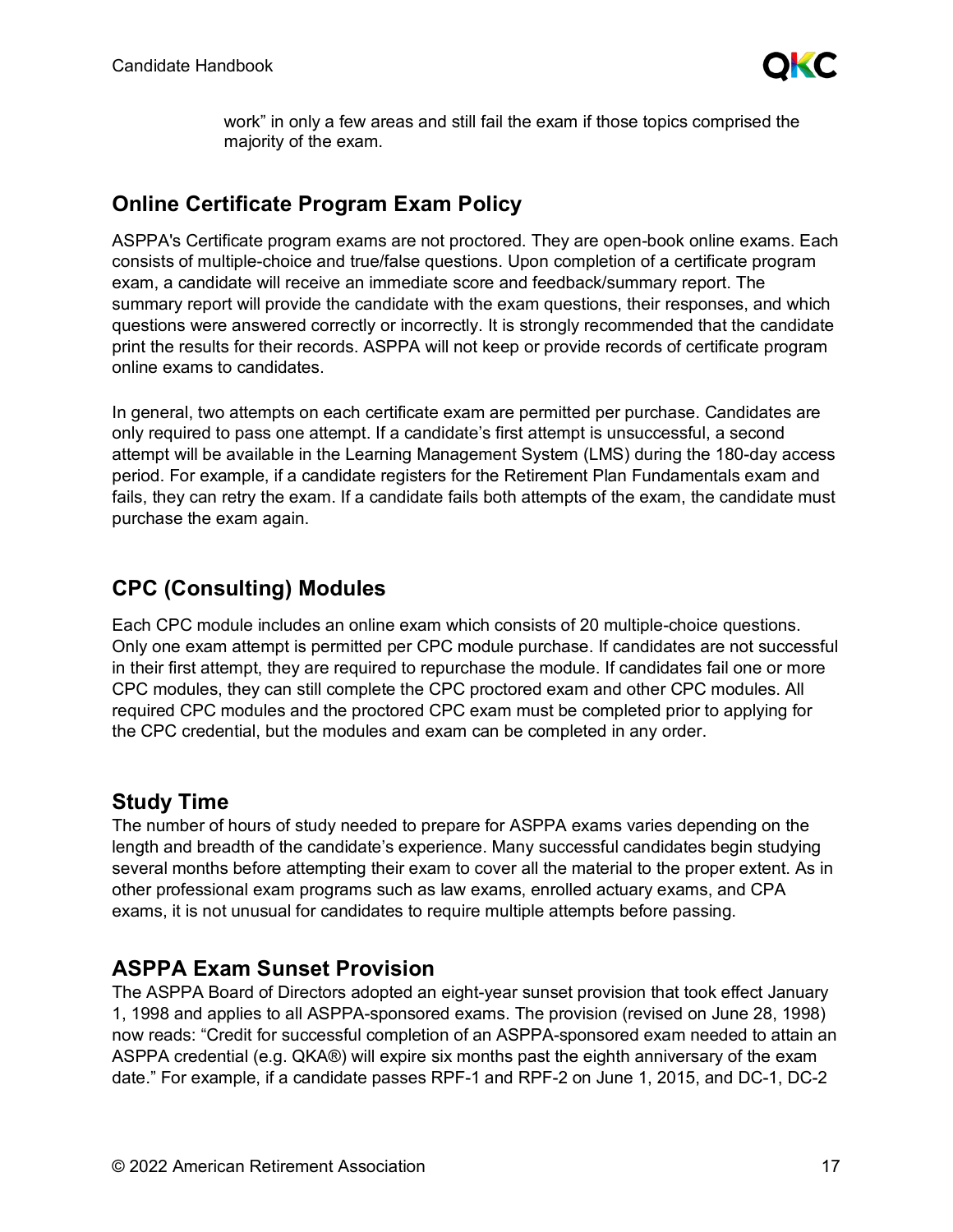work" in only a few areas and still fail the exam if those topics comprised the majority of the exam.

## Online Certificate Program Exam Policy

ASPPA's Certificate program exams are not proctored. They are open-book online exams. Each consists of multiple-choice and true/false questions. Upon completion of a certificate program exam, a candidate will receive an immediate score and feedback/summary report. The summary report will provide the candidate with the exam questions, their responses, and which questions were answered correctly or incorrectly. It is strongly recommended that the candidate print the results for their records. ASPPA will not keep or provide records of certificate program online exams to candidates.

In general, two attempts on each certificate exam are permitted per purchase. Candidates are only required to pass one attempt. If a candidate's first attempt is unsuccessful, a second attempt will be available in the Learning Management System (LMS) during the 180-day access period. For example, if a candidate registers for the Retirement Plan Fundamentals exam and fails, they can retry the exam. If a candidate fails both attempts of the exam, the candidate must purchase the exam again.

## CPC (Consulting) Modules

Each CPC module includes an online exam which consists of 20 multiple-choice questions. Only one exam attempt is permitted per CPC module purchase. If candidates are not successful in their first attempt, they are required to repurchase the module. If candidates fail one or more CPC modules, they can still complete the CPC proctored exam and other CPC modules. All required CPC modules and the proctored CPC exam must be completed prior to applying for the CPC credential, but the modules and exam can be completed in any order.

## Study Time

The number of hours of study needed to prepare for ASPPA exams varies depending on the length and breadth of the candidate's experience. Many successful candidates begin studying several months before attempting their exam to cover all the material to the proper extent. As in other professional exam programs such as law exams, enrolled actuary exams, and CPA exams, it is not unusual for candidates to require multiple attempts before passing.

## ASPPA Exam Sunset Provision

The ASPPA Board of Directors adopted an eight-year sunset provision that took effect January 1, 1998 and applies to all ASPPA-sponsored exams. The provision (revised on June 28, 1998) now reads: "Credit for successful completion of an ASPPA-sponsored exam needed to attain an ASPPA credential (e.g. QKA®) will expire six months past the eighth anniversary of the exam date." For example, if a candidate passes RPF-1 and RPF-2 on June 1, 2015, and DC-1, DC-2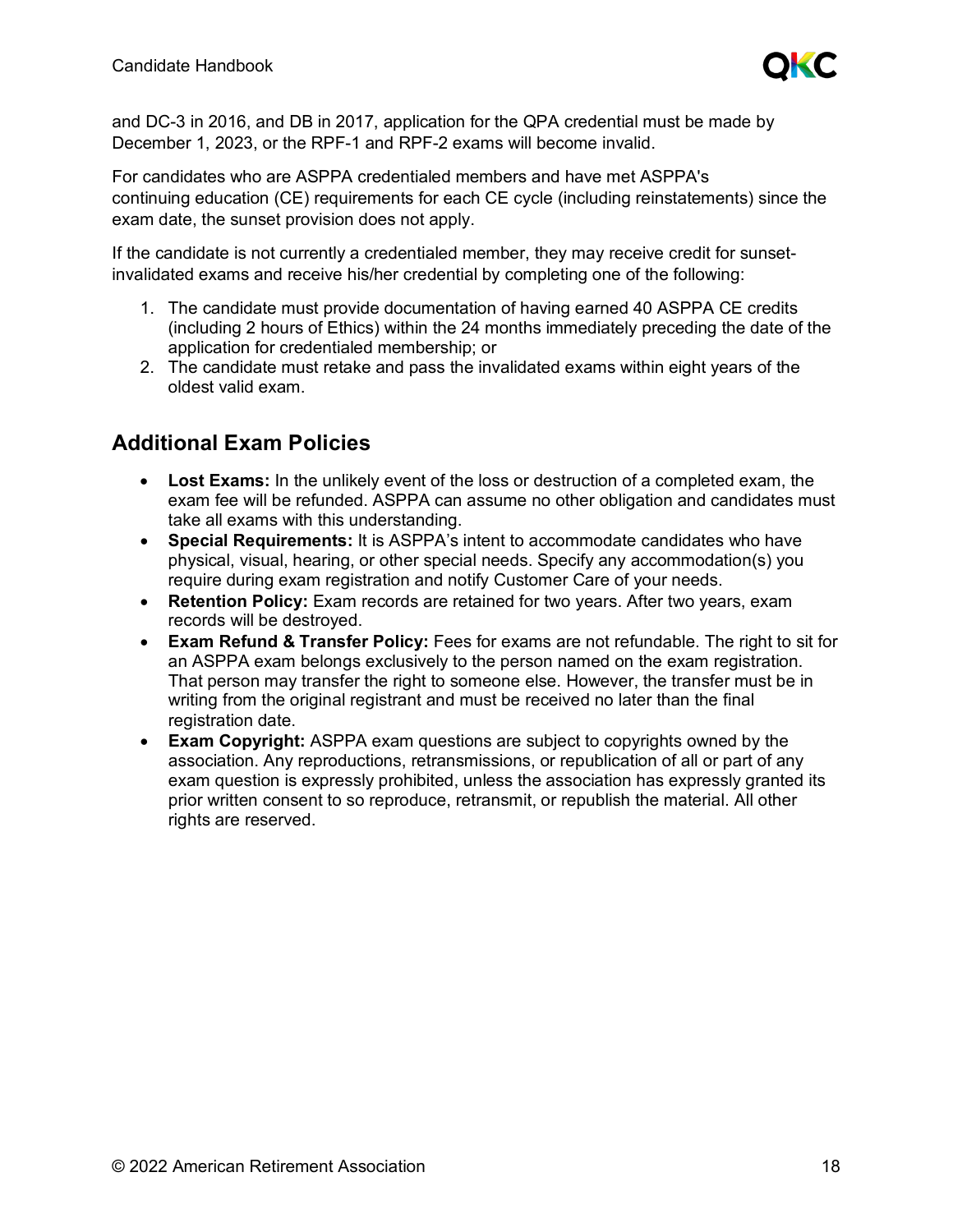and DC-3 in 2016, and DB in 2017, application for the QPA credential must be made by December 1, 2023, or the RPF-1 and RPF-2 exams will become invalid.

For candidates who are ASPPA credentialed members and have met ASPPA's continuing education (CE) requirements for each CE cycle (including reinstatements) since the exam date, the sunset provision does not apply.

If the candidate is not currently a credentialed member, they may receive credit for sunset-invalidated exams and receive his/her credential by completing one of the following:

1. The candidate must provide documentation of having earned 40 ASPPA CE credits (including 2 hours of Ethics) within the 24 months immediately preceding the date of the application for credentialed membership; or
2. The candidate must retake and pass the invalidated exams within eight years of the oldest valid exam.

## Additional Exam Policies

- **Lost Exams:** In the unlikely event of the loss or destruction of a completed exam, the exam fee will be refunded. ASPPA can assume no other obligation and candidates must take all exams with this understanding.
- **Special Requirements:** It is ASPPA's intent to accommodate candidates who have physical, visual, hearing, or other special needs. Specify any accommodation(s) you require during exam registration and notify Customer Care of your needs.
- **Retention Policy:** Exam records are retained for two years. After two years, exam records will be destroyed.
- **Exam Refund & Transfer Policy:** Fees for exams are not refundable. The right to sit for an ASPPA exam belongs exclusively to the person named on the exam registration. That person may transfer the right to someone else. However, the transfer must be in writing from the original registrant and must be received no later than the final registration date.
- **Exam Copyright:** ASPPA exam questions are subject to copyrights owned by the association. Any reproductions, retransmissions, or republication of all or part of any exam question is expressly prohibited, unless the association has expressly granted its prior written consent to so reproduce, retransmit, or republish the material. All other rights are reserved.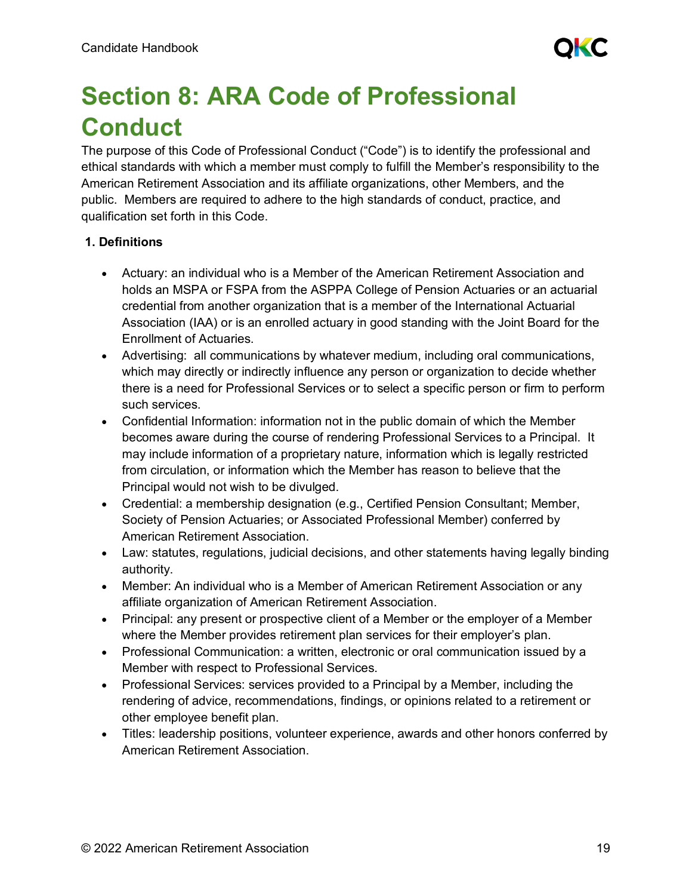# Section 8: ARA Code of Professional Conduct

The purpose of this Code of Professional Conduct ("Code") is to identify the professional and ethical standards with which a member must comply to fulfill the Member's responsibility to the American Retirement Association and its affiliate organizations, other Members, and the public. Members are required to adhere to the high standards of conduct, practice, and qualification set forth in this Code.

**1. Definitions**

- Actuary: an individual who is a Member of the American Retirement Association and holds an MSPA or FSPA from the ASPPA College of Pension Actuaries or an actuarial credential from another organization that is a member of the International Actuarial Association (IAA) or is an enrolled actuary in good standing with the Joint Board for the Enrollment of Actuaries.
- Advertising: all communications by whatever medium, including oral communications, which may directly or indirectly influence any person or organization to decide whether there is a need for Professional Services or to select a specific person or firm to perform such services.
- Confidential Information: information not in the public domain of which the Member becomes aware during the course of rendering Professional Services to a Principal. It may include information of a proprietary nature, information which is legally restricted from circulation, or information which the Member has reason to believe that the Principal would not wish to be divulged.
- Credential: a membership designation (e.g., Certified Pension Consultant; Member, Society of Pension Actuaries; or Associated Professional Member) conferred by American Retirement Association.
- Law: statutes, regulations, judicial decisions, and other statements having legally binding authority.
- Member: An individual who is a Member of American Retirement Association or any affiliate organization of American Retirement Association.
- Principal: any present or prospective client of a Member or the employer of a Member where the Member provides retirement plan services for their employer's plan.
- Professional Communication: a written, electronic or oral communication issued by a Member with respect to Professional Services.
- Professional Services: services provided to a Principal by a Member, including the rendering of advice, recommendations, findings, or opinions related to a retirement or other employee benefit plan.
- Titles: leadership positions, volunteer experience, awards and other honors conferred by American Retirement Association.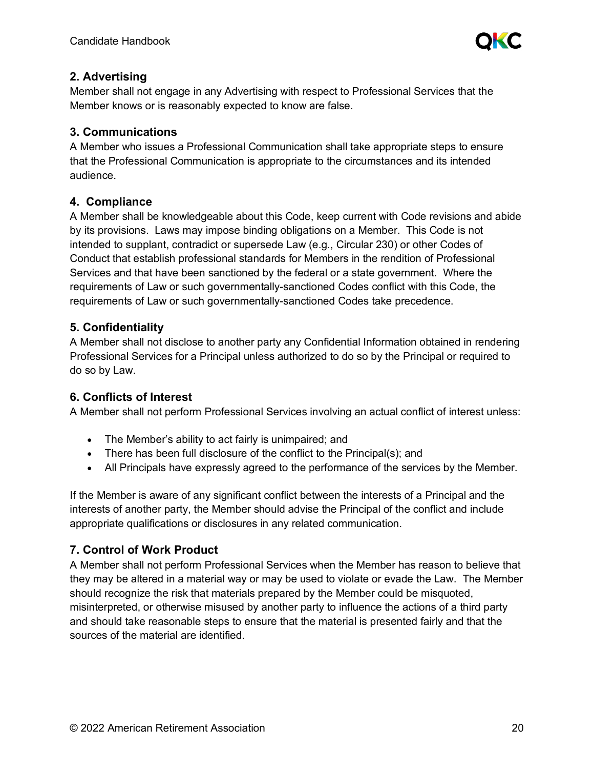### 2. Advertising

Member shall not engage in any Advertising with respect to Professional Services that the Member knows or is reasonably expected to know are false.

### 3. Communications

A Member who issues a Professional Communication shall take appropriate steps to ensure that the Professional Communication is appropriate to the circumstances and its intended audience.

### 4. Compliance

A Member shall be knowledgeable about this Code, keep current with Code revisions and abide by its provisions. Laws may impose binding obligations on a Member. This Code is not intended to supplant, contradict or supersede Law (e.g., Circular 230) or other Codes of Conduct that establish professional standards for Members in the rendition of Professional Services and that have been sanctioned by the federal or a state government. Where the requirements of Law or such governmentally-sanctioned Codes conflict with this Code, the requirements of Law or such governmentally-sanctioned Codes take precedence.

### 5. Confidentiality

A Member shall not disclose to another party any Confidential Information obtained in rendering Professional Services for a Principal unless authorized to do so by the Principal or required to do so by Law.

### 6. Conflicts of Interest

A Member shall not perform Professional Services involving an actual conflict of interest unless:

- The Member's ability to act fairly is unimpaired; and
- There has been full disclosure of the conflict to the Principal(s); and
- All Principals have expressly agreed to the performance of the services by the Member.

If the Member is aware of any significant conflict between the interests of a Principal and the interests of another party, the Member should advise the Principal of the conflict and include appropriate qualifications or disclosures in any related communication.

### 7. Control of Work Product

A Member shall not perform Professional Services when the Member has reason to believe that they may be altered in a material way or may be used to violate or evade the Law. The Member should recognize the risk that materials prepared by the Member could be misquoted, misinterpreted, or otherwise misused by another party to influence the actions of a third party and should take reasonable steps to ensure that the material is presented fairly and that the sources of the material are identified.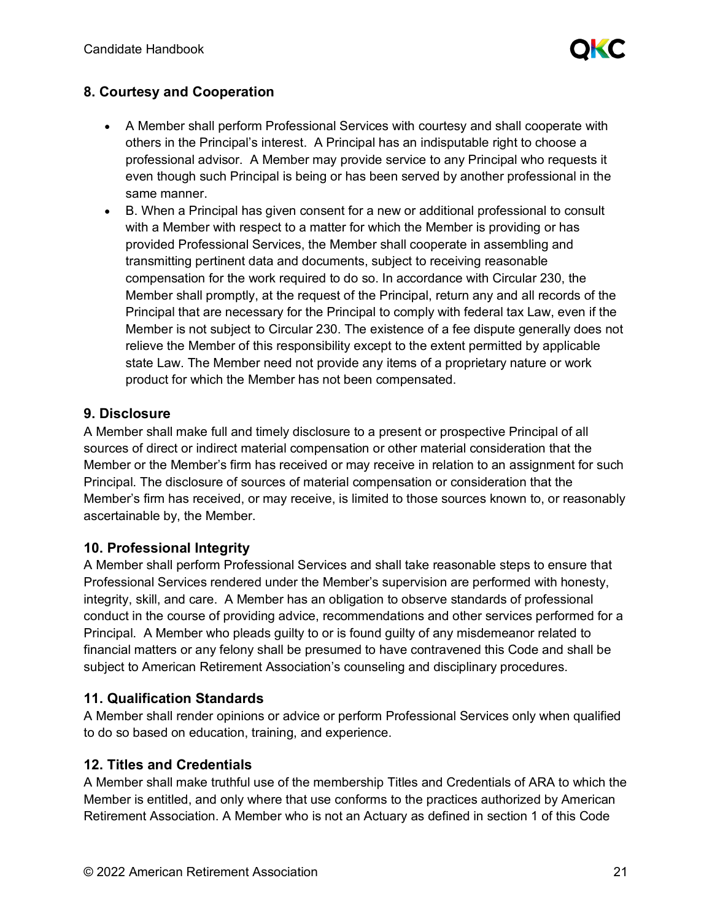## 8. Courtesy and Cooperation

- A Member shall perform Professional Services with courtesy and shall cooperate with others in the Principal's interest. A Principal has an indisputable right to choose a professional advisor. A Member may provide service to any Principal who requests it even though such Principal is being or has been served by another professional in the same manner.
- B. When a Principal has given consent for a new or additional professional to consult with a Member with respect to a matter for which the Member is providing or has provided Professional Services, the Member shall cooperate in assembling and transmitting pertinent data and documents, subject to receiving reasonable compensation for the work required to do so. In accordance with Circular 230, the Member shall promptly, at the request of the Principal, return any and all records of the Principal that are necessary for the Principal to comply with federal tax Law, even if the Member is not subject to Circular 230. The existence of a fee dispute generally does not relieve the Member of this responsibility except to the extent permitted by applicable state Law. The Member need not provide any items of a proprietary nature or work product for which the Member has not been compensated.

## 9. Disclosure

A Member shall make full and timely disclosure to a present or prospective Principal of all sources of direct or indirect material compensation or other material consideration that the Member or the Member's firm has received or may receive in relation to an assignment for such Principal. The disclosure of sources of material compensation or consideration that the Member's firm has received, or may receive, is limited to those sources known to, or reasonably ascertainable by, the Member.

## 10. Professional Integrity

A Member shall perform Professional Services and shall take reasonable steps to ensure that Professional Services rendered under the Member's supervision are performed with honesty, integrity, skill, and care. A Member has an obligation to observe standards of professional conduct in the course of providing advice, recommendations and other services performed for a Principal. A Member who pleads guilty to or is found guilty of any misdemeanor related to financial matters or any felony shall be presumed to have contravened this Code and shall be subject to American Retirement Association's counseling and disciplinary procedures.

## 11. Qualification Standards

A Member shall render opinions or advice or perform Professional Services only when qualified to do so based on education, training, and experience.

## 12. Titles and Credentials

A Member shall make truthful use of the membership Titles and Credentials of ARA to which the Member is entitled, and only where that use conforms to the practices authorized by American Retirement Association. A Member who is not an Actuary as defined in section 1 of this Code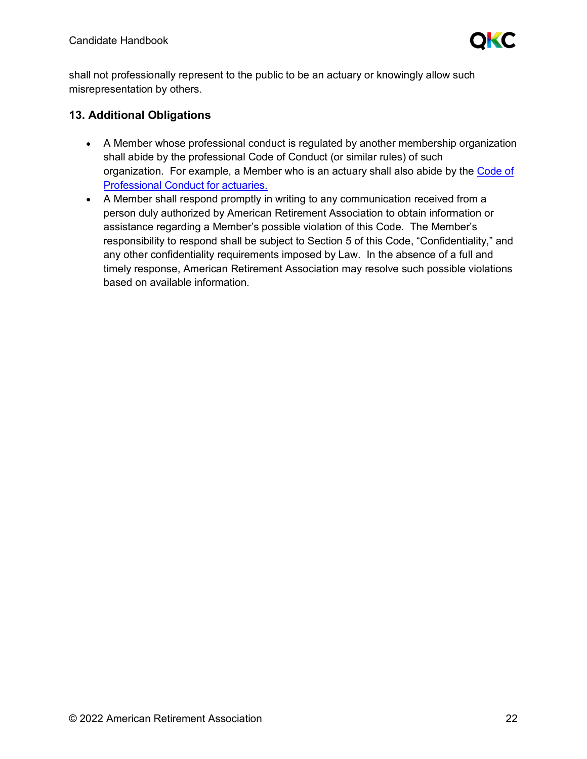shall not professionally represent to the public to be an actuary or knowingly allow such misrepresentation by others.

## 13. Additional Obligations

- A Member whose professional conduct is regulated by another membership organization shall abide by the professional Code of Conduct (or similar rules) of such organization. For example, a Member who is an actuary shall also abide by the Code of Professional Conduct for actuaries.
- A Member shall respond promptly in writing to any communication received from a person duly authorized by American Retirement Association to obtain information or assistance regarding a Member's possible violation of this Code. The Member's responsibility to respond shall be subject to Section 5 of this Code, "Confidentiality," and any other confidentiality requirements imposed by Law. In the absence of a full and timely response, American Retirement Association may resolve such possible violations based on available information.